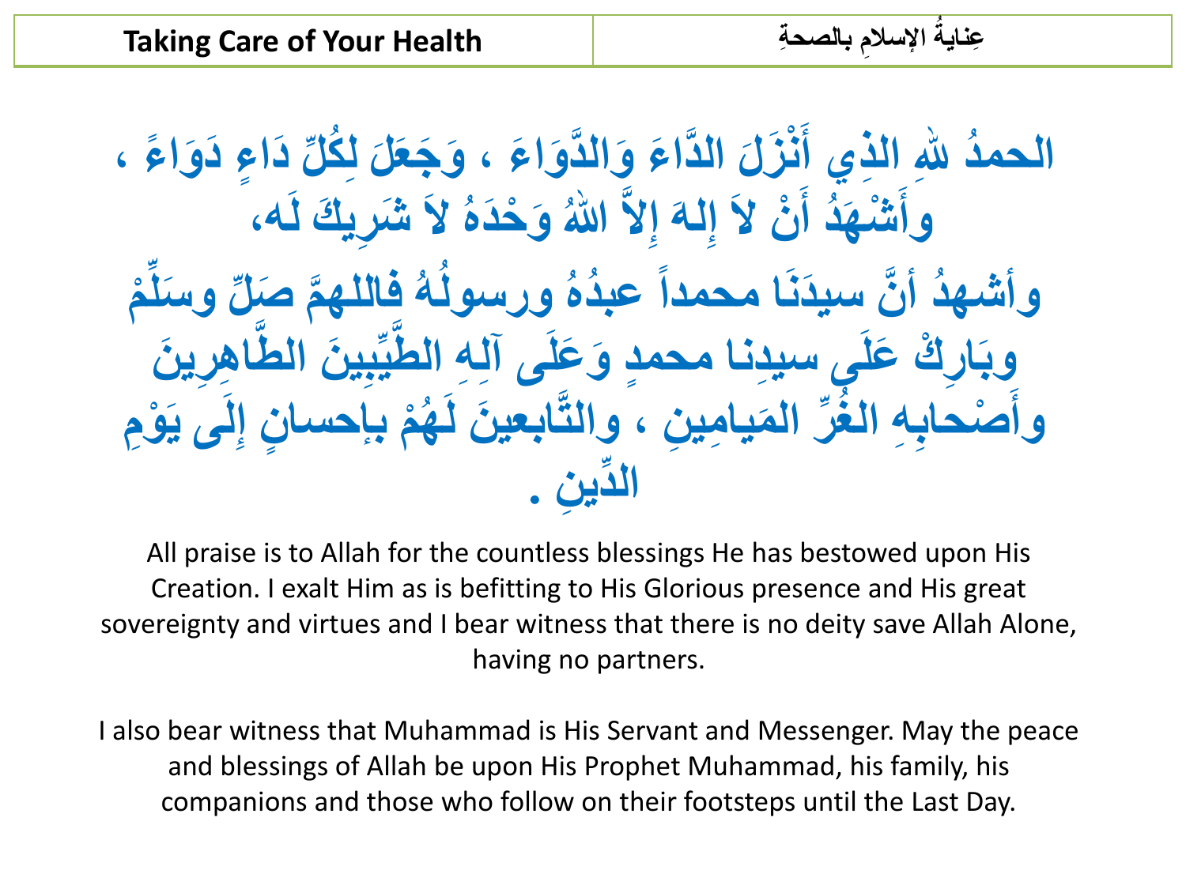| Taking Care of Your Health | عِنايةُ الإسلامِ بالصحةِ |
| --- | --- |

الحمدُ للهِ الذِي أَنْزَلَ الدَّاءَ وَالدَّوَاءَ ، وَجَعَلَ لِكُلِّ دَاءٍ دَوَاءً ، وأَشْهَدُ أَنْ لاَ إِلهَ إِلاَّ اللهُ وَحْدَهُ لاَ شَرِيكَ لَه،

وأشهدُ أنَّ سيدَنَا محمداً عبدُهُ ورسولُهُ فاللهمَّ صَلِّ وسَلِّمْ وبَارِكْ عَلَى سيدِنا محمدٍ وَعَلَى آلِهِ الطَّيِّبِينَ الطَّاهِرِينَ وأَصْحابِهِ الغُرِّ المَيامِينِ ، والتَّابعينَ لَهُمْ بإحسانٍ إِلَى يَوْمِ الدِّينِ .

All praise is to Allah for the countless blessings He has bestowed upon His Creation. I exalt Him as is befitting to His Glorious presence and His great sovereignty and virtues and I bear witness that there is no deity save Allah Alone, having no partners.

I also bear witness that Muhammad is His Servant and Messenger. May the peace and blessings of Allah be upon His Prophet Muhammad, his family, his companions and those who follow on their footsteps until the Last Day.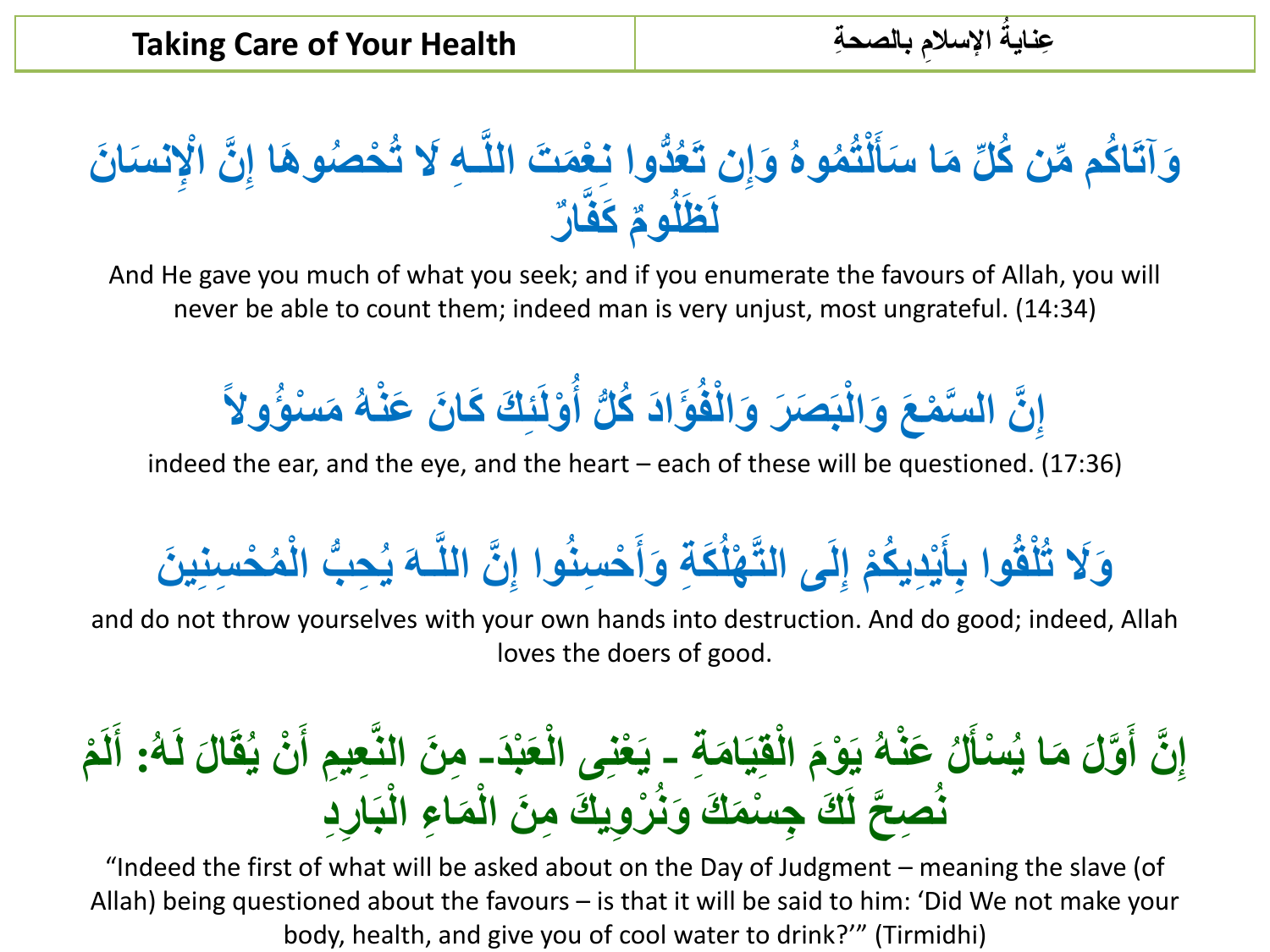| Taking Care of Your Health | عِنايةُ الإسلامِ بالصحةِ |
| --- | --- |

وَآتَاكُم مِّن كُلِّ مَا سَأَلْتُمُوهُ وَإِن تَعُدُّوا نِعْمَتَ اللَّـهِ لَا تُحْصُوهَا إِنَّ الْإِنسَانَ لَظَلُومٌ كَفَّارٌ

And He gave you much of what you seek; and if you enumerate the favours of Allah, you will never be able to count them; indeed man is very unjust, most ungrateful. (14:34)

إِنَّ السَّمْعَ وَالْبَصَرَ وَالْفُؤَادَ كُلُّ أُوْلَئِكَ كَانَ عَنْهُ مَسْؤُولاً

indeed the ear, and the eye, and the heart – each of these will be questioned. (17:36)

وَلَا تُلْقُوا بِأَيْدِيكُمْ إِلَى التَّهْلُكَةِ وَأَحْسِنُوا إِنَّ اللَّـهَ يُحِبُّ الْمُحْسِنِينَ

and do not throw yourselves with your own hands into destruction. And do good; indeed, Allah loves the doers of good.

إِنَّ أَوَّلَ مَا يُسْأَلُ عَنْهُ يَوْمَ الْقِيَامَةِ ـ يَعْنِى الْعَبْدَ ـ مِنَ النَّعِيمِ أَنْ يُقَالَ لَهُ: أَلَمْ نُصِحَّ لَكَ جِسْمَكَ وَنُرْوِيكَ مِنَ الْمَاءِ الْبَارِدِ

"Indeed the first of what will be asked about on the Day of Judgment – meaning the slave (of Allah) being questioned about the favours – is that it will be said to him: 'Did We not make your body, health, and give you of cool water to drink?'" (Tirmidhi)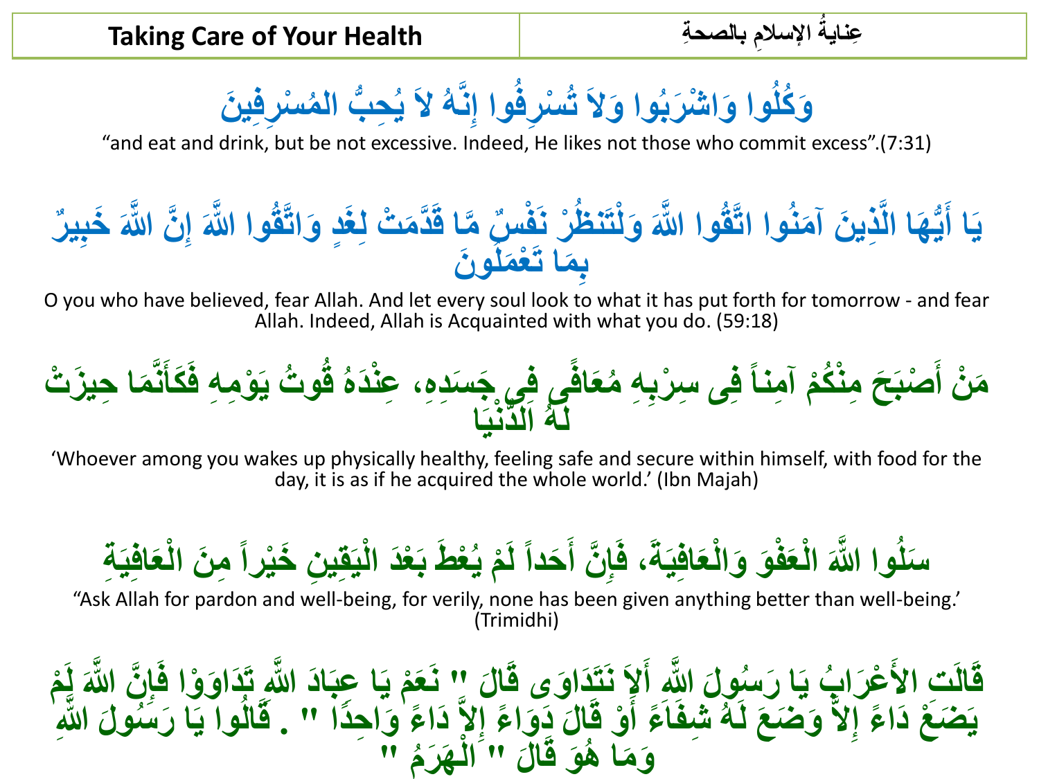| Taking Care of Your Health | عِنايةُ الإسلامِ بالصحةِ |
| --- | --- |

وَكُلُوا وَاشْرَبُوا وَلاَ تُسْرِفُوا إِنَّهُ لاَ يُحِبُّ المُسْرِفِينَ

“and eat and drink, but be not excessive. Indeed, He likes not those who commit excess”.(7:31)

يَا أَيُّهَا الَّذِينَ آمَنُوا اتَّقُوا اللَّهَ وَلْتَنظُرْ نَفْسٌ مَّا قَدَّمَتْ لِغَدٍ وَاتَّقُوا اللَّهَ إِنَّ اللَّهَ خَبِيرٌ بِمَا تَعْمَلُونَ

O you who have believed, fear Allah. And let every soul look to what it has put forth for tomorrow - and fear Allah. Indeed, Allah is Acquainted with what you do. (59:18)

مَنْ أَصْبَحَ مِنْكُمْ آمِناً فِى سِرْبِهِ مُعَافًى فِى جَسَدِهِ، عِنْدَهُ قُوتُ يَوْمِهِ فَكَأَنَّمَا حِيزَتْ لَهُ الدُّنْيَا

‘Whoever among you wakes up physically healthy, feeling safe and secure within himself, with food for the day, it is as if he acquired the whole world.’ (Ibn Majah)

سَلُوا اللَّهَ الْعَفْوَ وَالْعَافِيَةَ، فَإِنَّ أَحَداً لَمْ يُعْطَ بَعْدَ الْيَقِينِ خَيْراً مِنَ الْعَافِيَةِ

“Ask Allah for pardon and well-being, for verily, none has been given anything better than well-being.’ (Trimidhi)

قَالَتِ الأَعْرَابُ يَا رَسُولَ اللَّهِ أَلاَ نَتَدَاوَى قَالَ " نَعَمْ يَا عِبَادَ اللَّهِ تَدَاوَوْا فَإِنَّ اللَّهَ لَمْ يَضَعْ دَاءً إِلاَّ وَضَعَ لَهُ شِفَاءً أَوْ قَالَ دَوَاءً إِلاَّ دَاءً وَاحِدًا " . قَالُوا يَا رَسُولَ اللَّهِ وَمَا هُوَ قَالَ " الْهَرَمُ "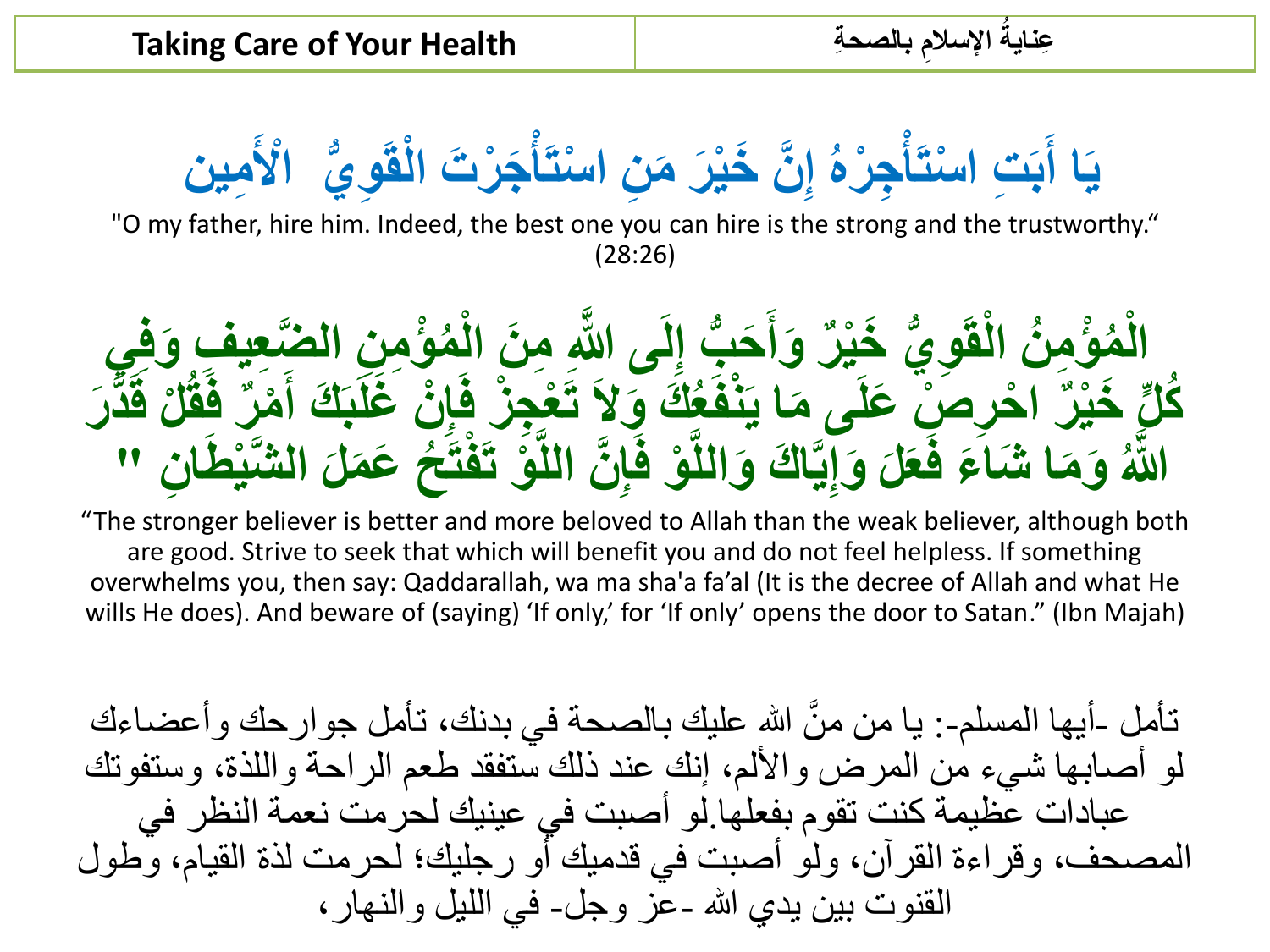| Taking Care of Your Health | عِنايةُ الإسلامِ بالصحةِ |
| --- | --- |

يَا أَبَتِ اسْتَأْجِرْهُ إِنَّ خَيْرَ مَنِ اسْتَأْجَرْتَ الْقَوِيُّ الْأَمِين

"O my father, hire him. Indeed, the best one you can hire is the strong and the trustworthy." (28:26)

الْمُؤْمِنُ الْقَوِيُّ خَيْرٌ وَأَحَبُّ إِلَى اللَّهِ مِنَ الْمُؤْمِنِ الضَّعِيفِ وَفِي كُلٍّ خَيْرٌ احْرِصْ عَلَى مَا يَنْفَعُكَ وَلاَ تَعْجِزْ فَإِنْ غَلَبَكَ أَمْرٌ فَقُلْ قَدَّرَ اللَّهُ وَمَا شَاءَ فَعَلَ وَإِيَّاكَ وَاللَّوْ فَإِنَّ اللَّوْ تَفْتَحُ عَمَلَ الشَّيْطَانِ "

"The stronger believer is better and more beloved to Allah than the weak believer, although both are good. Strive to seek that which will benefit you and do not feel helpless. If something overwhelms you, then say: Qaddarallah, wa ma sha'a fa'al (It is the decree of Allah and what He wills He does). And beware of (saying) 'If only,' for 'If only' opens the door to Satan." (Ibn Majah)

تأمل -أيها المسلم-: يا من منَّ الله عليك بالصحة في بدنك، تأمل جوارحك وأعضاءك لو أصابها شيء من المرض والألم، إنك عند ذلك ستفقد طعم الراحة واللذة، وستفوتك عبادات عظيمة كنت تقوم بفعلها.لو أصبت في عينيك لحرمت نعمة النظر في المصحف، وقراءة القرآن، ولو أصبت في قدميك أو رجليك؛ لحرمت لذة القيام، وطول القنوت بين يدي الله -عز وجل- في الليل والنهار،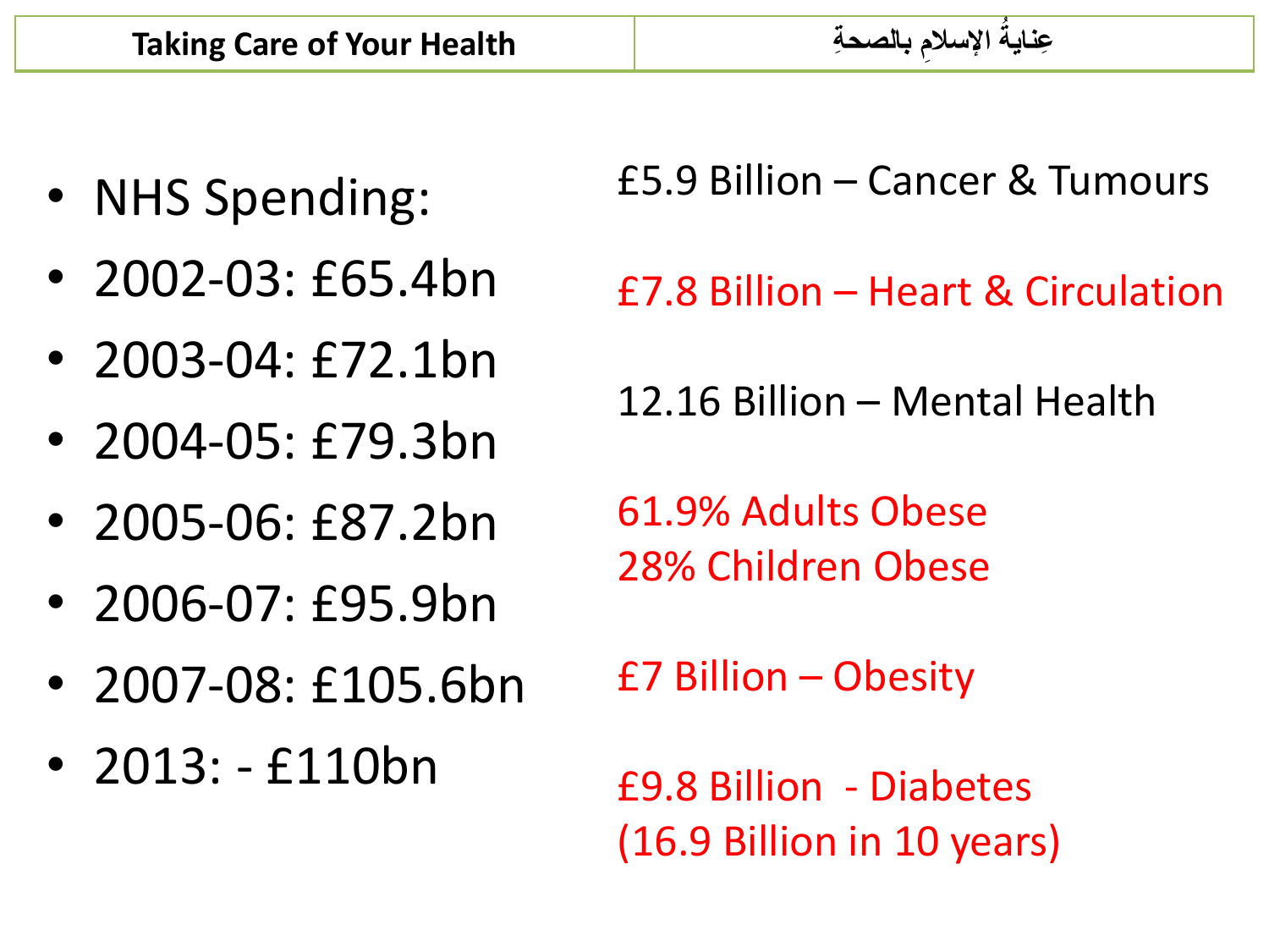| Taking Care of Your Health | عِنايةُ الإسلامِ بالصحةِ |
| --- | --- |

- NHS Spending:
- 2002-03: £65.4bn
- 2003-04: £72.1bn
- 2004-05: £79.3bn
- 2005-06: £87.2bn
- 2006-07: £95.9bn
- 2007-08: £105.6bn
- 2013: - £110bn

£5.9 Billion – Cancer & Tumours

£7.8 Billion – Heart & Circulation

12.16 Billion – Mental Health

61.9% Adults Obese
28% Children Obese

£7 Billion – Obesity

£9.8 Billion - Diabetes
(16.9 Billion in 10 years)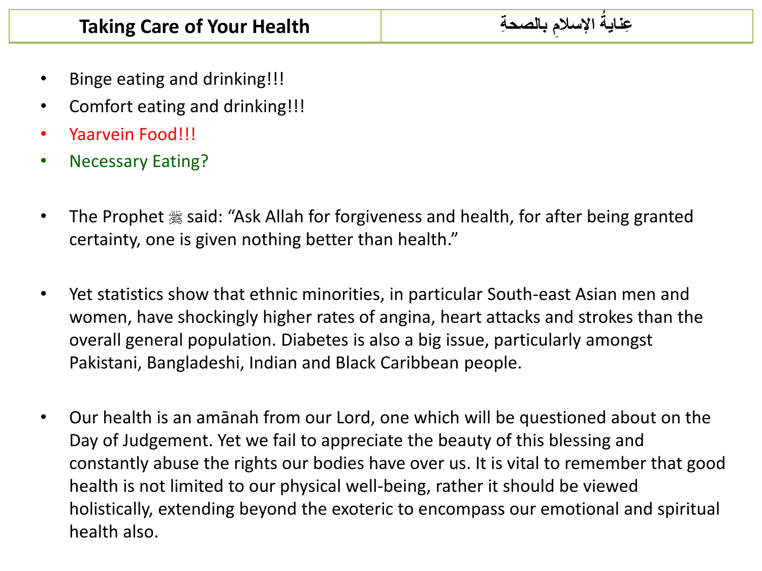| Taking Care of Your Health | عِنايةُ الإسلامِ بالصحةِ |
|---|---|

- Binge eating and drinking!!!
- Comfort eating and drinking!!!
- Yaarvein Food!!!
- Necessary Eating?

- The Prophet ﷺ said: “Ask Allah for forgiveness and health, for after being granted certainty, one is given nothing better than health.”

- Yet statistics show that ethnic minorities, in particular South-east Asian men and women, have shockingly higher rates of angina, heart attacks and strokes than the overall general population. Diabetes is also a big issue, particularly amongst Pakistani, Bangladeshi, Indian and Black Caribbean people.

- Our health is an amānah from our Lord, one which will be questioned about on the Day of Judgement. Yet we fail to appreciate the beauty of this blessing and constantly abuse the rights our bodies have over us. It is vital to remember that good health is not limited to our physical well-being, rather it should be viewed holistically, extending beyond the exoteric to encompass our emotional and spiritual health also.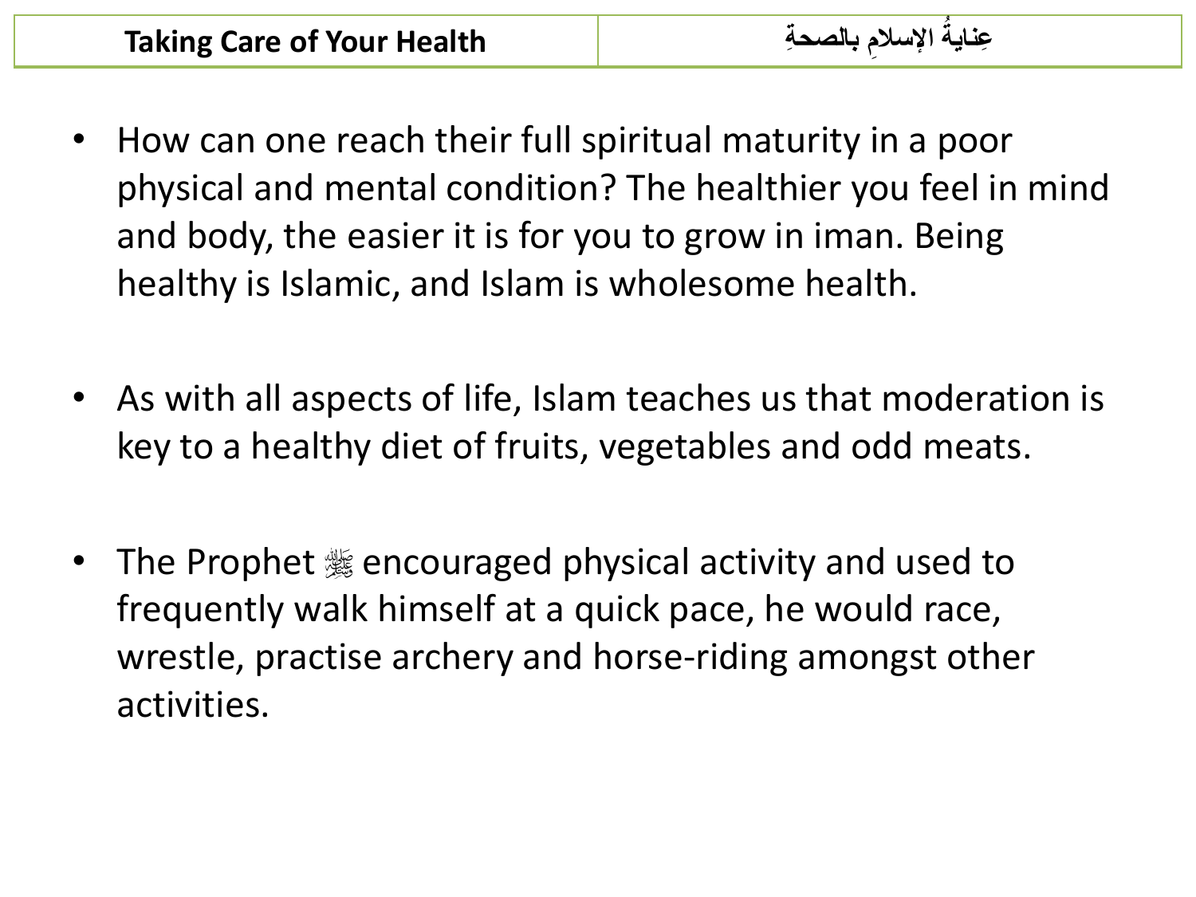| Taking Care of Your Health | عِنايةُ الإسلامِ بالصحةِ |
| --- | --- |

- How can one reach their full spiritual maturity in a poor physical and mental condition? The healthier you feel in mind and body, the easier it is for you to grow in iman. Being healthy is Islamic, and Islam is wholesome health.

- As with all aspects of life, Islam teaches us that moderation is key to a healthy diet of fruits, vegetables and odd meats.

- The Prophet ﷺ encouraged physical activity and used to frequently walk himself at a quick pace, he would race, wrestle, practise archery and horse-riding amongst other activities.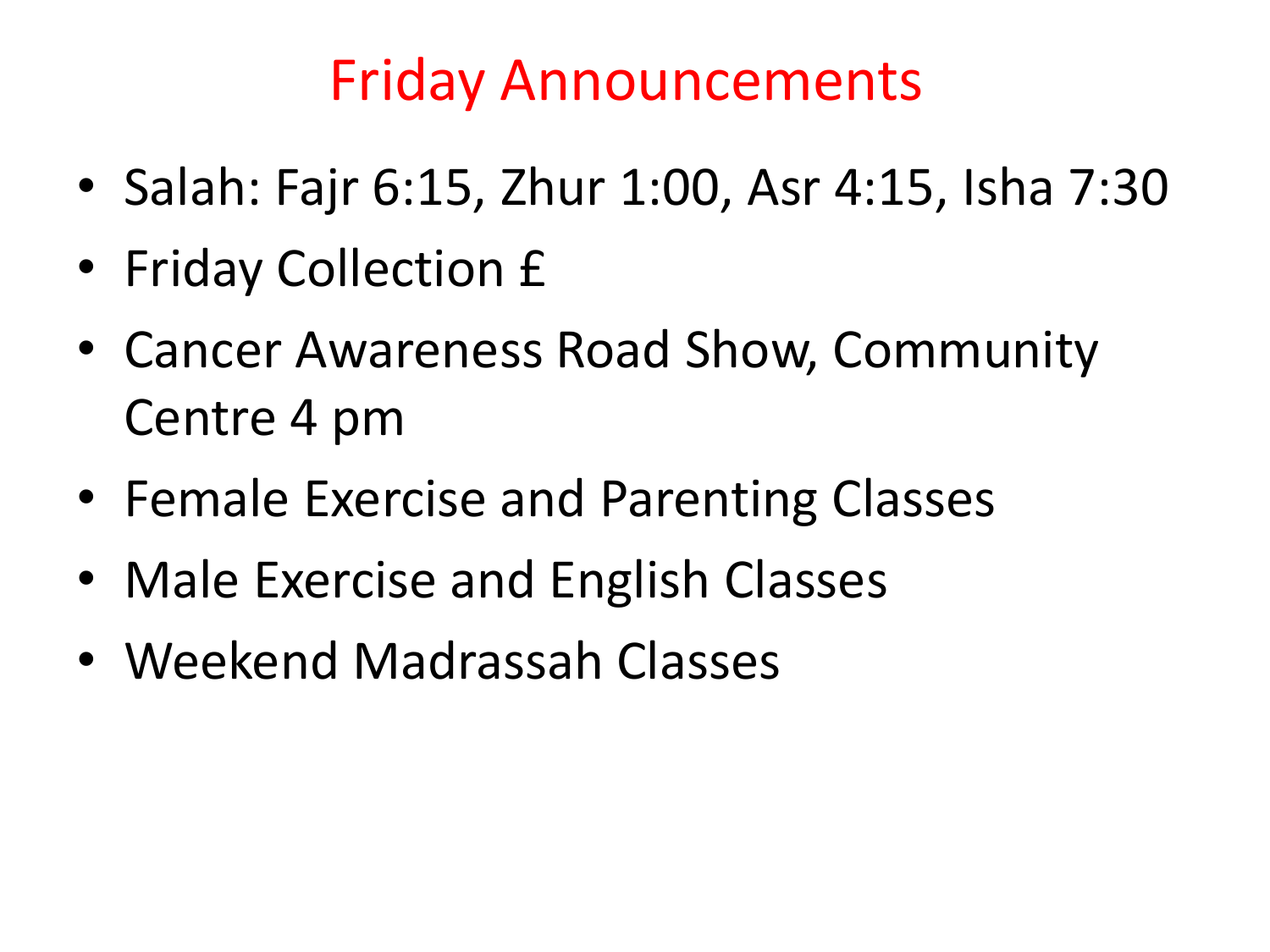# Friday Announcements

- Salah: Fajr 6:15, Zhur 1:00, Asr 4:15, Isha 7:30
- Friday Collection £
- Cancer Awareness Road Show, Community Centre 4 pm
- Female Exercise and Parenting Classes
- Male Exercise and English Classes
- Weekend Madrassah Classes